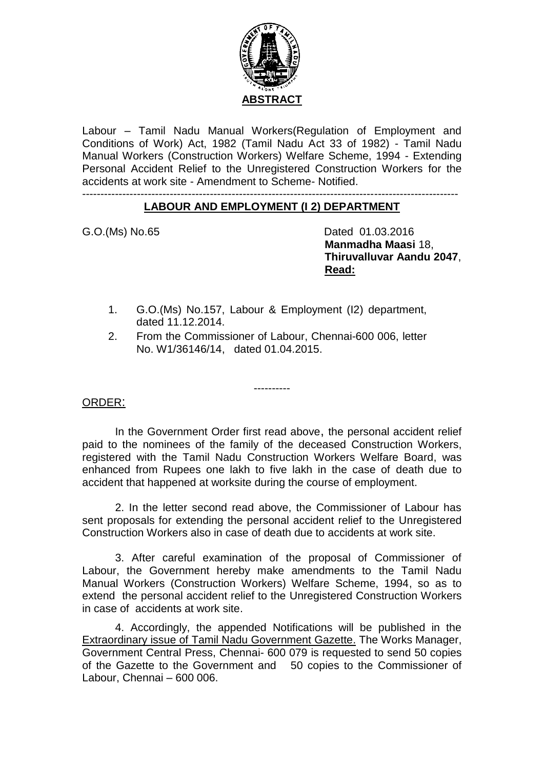## ABSTRACT

Labour – Tamil Nadu Manual Workers(Regulation of Employment and Conditions of Work) Act, 1982 (Tamil Nadu Act 33 of 1982) - Tamil Nadu Manual Workers (Construction Workers) Welfare Scheme, 1994 - Extending Personal Accident Relief to the Unregistered Construction Workers for the accidents at work site - Amendment to Scheme- Notified.

---

## LABOUR AND EMPLOYMENT (I 2) DEPARTMENT

G.O.(Ms) No.65

Dated 01.03.2016
**Manmadha Maasi** 18,
**Thiruvalluvar Aandu 2047**,
**Read:**

1. G.O.(Ms) No.157, Labour & Employment (I2) department, dated 11.12.2014.
2. From the Commissioner of Labour, Chennai-600 006, letter No. W1/36146/14, dated 01.04.2015.

----------

ORDER:

In the Government Order first read above, the personal accident relief paid to the nominees of the family of the deceased Construction Workers, registered with the Tamil Nadu Construction Workers Welfare Board, was enhanced from Rupees one lakh to five lakh in the case of death due to accident that happened at worksite during the course of employment.

2. In the letter second read above, the Commissioner of Labour has sent proposals for extending the personal accident relief to the Unregistered Construction Workers also in case of death due to accidents at work site.

3. After careful examination of the proposal of Commissioner of Labour, the Government hereby make amendments to the Tamil Nadu Manual Workers (Construction Workers) Welfare Scheme, 1994, so as to extend the personal accident relief to the Unregistered Construction Workers in case of accidents at work site.

4. Accordingly, the appended Notifications will be published in the Extraordinary issue of Tamil Nadu Government Gazette. The Works Manager, Government Central Press, Chennai- 600 079 is requested to send 50 copies of the Gazette to the Government and 50 copies to the Commissioner of Labour, Chennai – 600 006.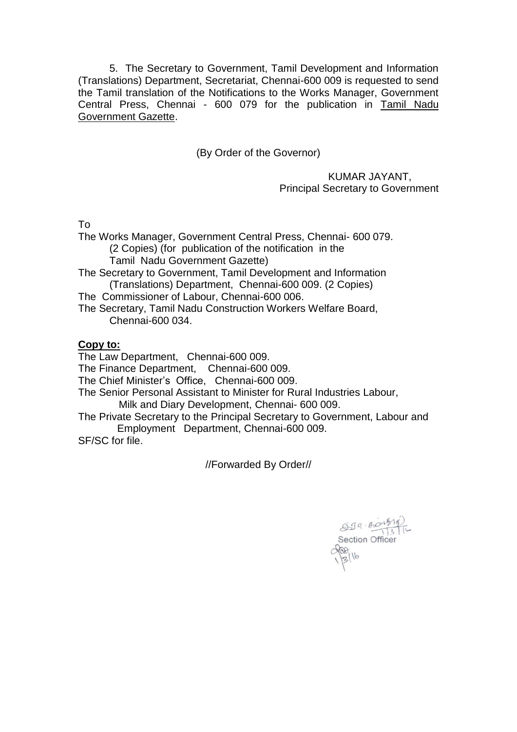5. The Secretary to Government, Tamil Development and Information (Translations) Department, Secretariat, Chennai-600 009 is requested to send the Tamil translation of the Notifications to the Works Manager, Government Central Press, Chennai - 600 079 for the publication in Tamil Nadu Government Gazette.

(By Order of the Governor)

KUMAR JAYANT,
Principal Secretary to Government

To

The Works Manager, Government Central Press, Chennai- 600 079.
(2 Copies) (for publication of the notification in the
Tamil Nadu Government Gazette)
The Secretary to Government, Tamil Development and Information
(Translations) Department, Chennai-600 009. (2 Copies)
The Commissioner of Labour, Chennai-600 006.
The Secretary, Tamil Nadu Construction Workers Welfare Board,
Chennai-600 034.

**Copy to:**

The Law Department, Chennai-600 009.
The Finance Department, Chennai-600 009.
The Chief Minister's Office, Chennai-600 009.
The Senior Personal Assistant to Minister for Rural Industries Labour,
Milk and Diary Development, Chennai- 600 009.
The Private Secretary to the Principal Secretary to Government, Labour and
Employment Department, Chennai-600 009.
SF/SC for file.

//Forwarded By Order//

Section Officer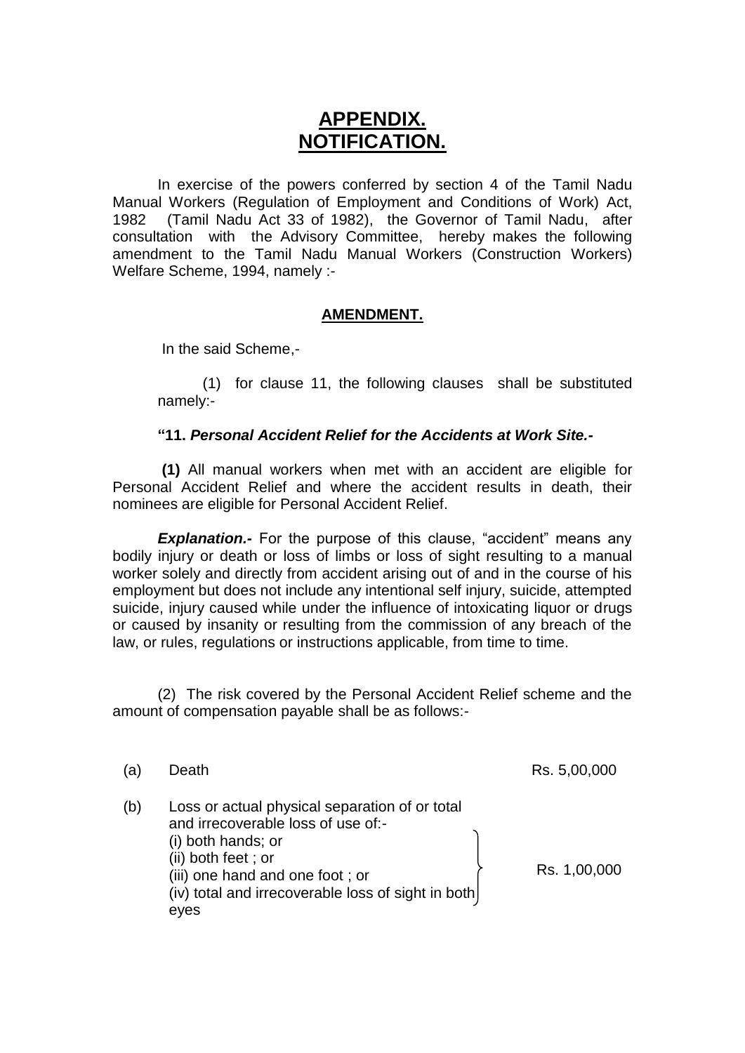# APPENDIX.
# NOTIFICATION.

In exercise of the powers conferred by section 4 of the Tamil Nadu Manual Workers (Regulation of Employment and Conditions of Work) Act, 1982 (Tamil Nadu Act 33 of 1982), the Governor of Tamil Nadu, after consultation with the Advisory Committee, hereby makes the following amendment to the Tamil Nadu Manual Workers (Construction Workers) Welfare Scheme, 1994, namely :-

## AMENDMENT.

In the said Scheme,-

(1) for clause 11, the following clauses shall be substituted namely:-

**"11. *Personal Accident Relief for the Accidents at Work Site.-***

**(1)** All manual workers when met with an accident are eligible for Personal Accident Relief and where the accident results in death, their nominees are eligible for Personal Accident Relief.

***Explanation.-*** For the purpose of this clause, "accident" means any bodily injury or death or loss of limbs or loss of sight resulting to a manual worker solely and directly from accident arising out of and in the course of his employment but does not include any intentional self injury, suicide, attempted suicide, injury caused while under the influence of intoxicating liquor or drugs or caused by insanity or resulting from the commission of any breach of the law, or rules, regulations or instructions applicable, from time to time.

(2) The risk covered by the Personal Accident Relief scheme and the amount of compensation payable shall be as follows:-

| | | |
|---|---|---|
| (a) | Death | Rs. 5,00,000 |
| (b) | Loss or actual physical separation of or total and irrecoverable loss of use of:-<br>(i) both hands; or<br>(ii) both feet ; or<br>(iii) one hand and one foot ; or<br>(iv) total and irrecoverable loss of sight in both eyes | Rs. 1,00,000 |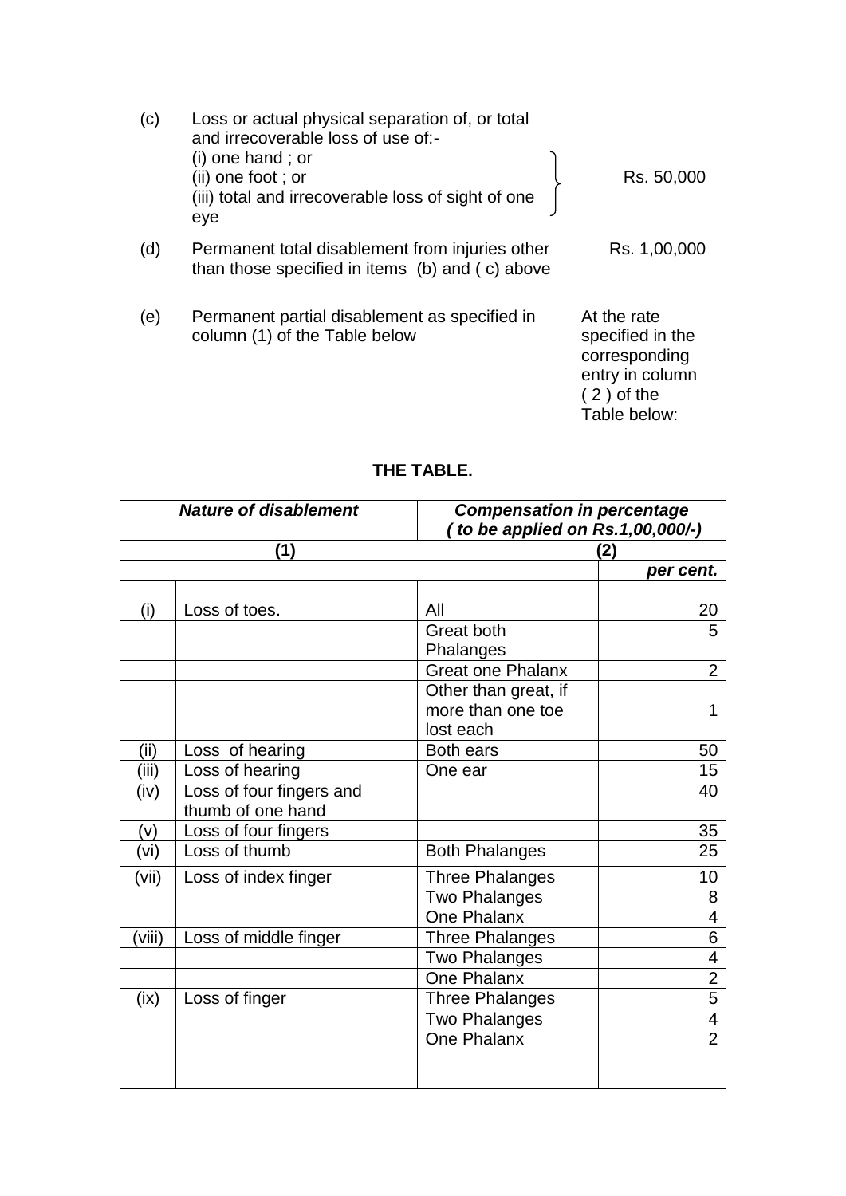(c) Loss or actual physical separation of, or total and irrecoverable loss of use of:-
(i) one hand ; or
(ii) one foot ; or
(iii) total and irrecoverable loss of sight of one eye
} Rs. 50,000

(d) Permanent total disablement from injuries other than those specified in items (b) and ( c) above — Rs. 1,00,000

(e) Permanent partial disablement as specified in column (1) of the Table below — At the rate specified in the corresponding entry in column ( 2 ) of the Table below:

**THE TABLE.**

| ***Nature of disablement*** | | ***Compensation in percentage ( to be applied on Rs.1,00,000/-)*** | |
|---|---|---|---|
| **(1)** | | **(2)** | |
| | | | ***per cent.*** |
| (i) | Loss of toes. | All | 20 |
| | | Great both Phalanges | 5 |
| | | Great one Phalanx | 2 |
| | | Other than great, if more than one toe lost each | 1 |
| (ii) | Loss of hearing | Both ears | 50 |
| (iii) | Loss of hearing | One ear | 15 |
| (iv) | Loss of four fingers and thumb of one hand | | 40 |
| (v) | Loss of four fingers | | 35 |
| (vi) | Loss of thumb | Both Phalanges | 25 |
| (vii) | Loss of index finger | Three Phalanges | 10 |
| | | Two Phalanges | 8 |
| | | One Phalanx | 4 |
| (viii) | Loss of middle finger | Three Phalanges | 6 |
| | | Two Phalanges | 4 |
| | | One Phalanx | 2 |
| (ix) | Loss of finger | Three Phalanges | 5 |
| | | Two Phalanges | 4 |
| | | One Phalanx | 2 |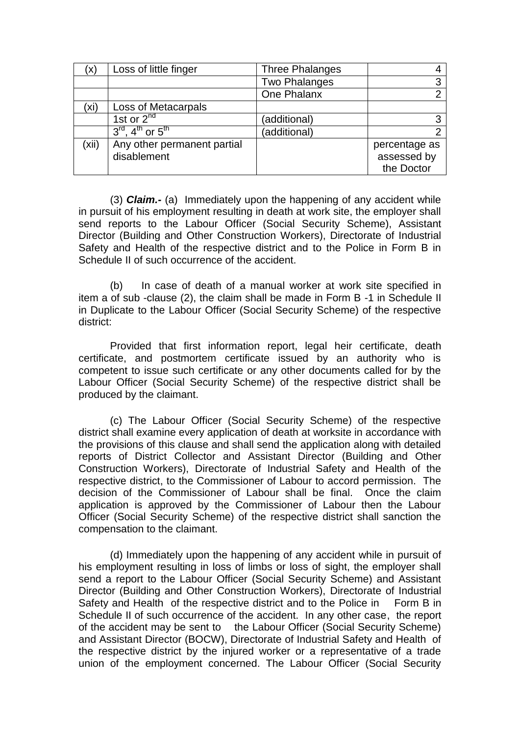| (x) | Loss of little finger | Three Phalanges | 4 |
|---|---|---|---|
| | | Two Phalanges | 3 |
| | | One Phalanx | 2 |
| (xi) | Loss of Metacarpals | | |
| | 1st or 2nd | (additional) | 3 |
| | 3rd, 4th or 5th | (additional) | 2 |
| (xii) | Any other permanent partial disablement | | percentage as assessed by the Doctor |

(3) ***Claim.-*** (a) Immediately upon the happening of any accident while in pursuit of his employment resulting in death at work site, the employer shall send reports to the Labour Officer (Social Security Scheme), Assistant Director (Building and Other Construction Workers), Directorate of Industrial Safety and Health of the respective district and to the Police in Form B in Schedule II of such occurrence of the accident.

(b) In case of death of a manual worker at work site specified in item a of sub -clause (2), the claim shall be made in Form B -1 in Schedule II in Duplicate to the Labour Officer (Social Security Scheme) of the respective district:

Provided that first information report, legal heir certificate, death certificate, and postmortem certificate issued by an authority who is competent to issue such certificate or any other documents called for by the Labour Officer (Social Security Scheme) of the respective district shall be produced by the claimant.

(c) The Labour Officer (Social Security Scheme) of the respective district shall examine every application of death at worksite in accordance with the provisions of this clause and shall send the application along with detailed reports of District Collector and Assistant Director (Building and Other Construction Workers), Directorate of Industrial Safety and Health of the respective district, to the Commissioner of Labour to accord permission. The decision of the Commissioner of Labour shall be final. Once the claim application is approved by the Commissioner of Labour then the Labour Officer (Social Security Scheme) of the respective district shall sanction the compensation to the claimant.

(d) Immediately upon the happening of any accident while in pursuit of his employment resulting in loss of limbs or loss of sight, the employer shall send a report to the Labour Officer (Social Security Scheme) and Assistant Director (Building and Other Construction Workers), Directorate of Industrial Safety and Health of the respective district and to the Police in Form B in Schedule II of such occurrence of the accident. In any other case, the report of the accident may be sent to the Labour Officer (Social Security Scheme) and Assistant Director (BOCW), Directorate of Industrial Safety and Health of the respective district by the injured worker or a representative of a trade union of the employment concerned. The Labour Officer (Social Security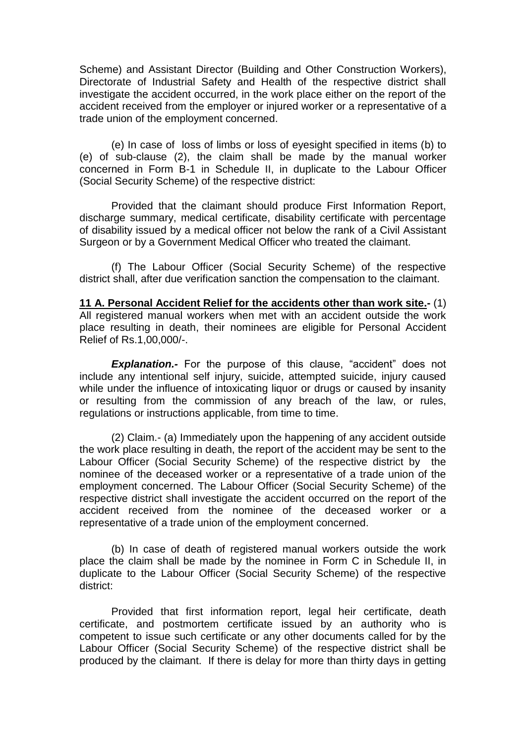Scheme) and Assistant Director (Building and Other Construction Workers), Directorate of Industrial Safety and Health of the respective district shall investigate the accident occurred, in the work place either on the report of the accident received from the employer or injured worker or a representative of a trade union of the employment concerned.

(e) In case of loss of limbs or loss of eyesight specified in items (b) to (e) of sub-clause (2), the claim shall be made by the manual worker concerned in Form B-1 in Schedule II, in duplicate to the Labour Officer (Social Security Scheme) of the respective district:

Provided that the claimant should produce First Information Report, discharge summary, medical certificate, disability certificate with percentage of disability issued by a medical officer not below the rank of a Civil Assistant Surgeon or by a Government Medical Officer who treated the claimant.

(f) The Labour Officer (Social Security Scheme) of the respective district shall, after due verification sanction the compensation to the claimant.

**11 A. Personal Accident Relief for the accidents other than work site.-** (1) All registered manual workers when met with an accident outside the work place resulting in death, their nominees are eligible for Personal Accident Relief of Rs.1,00,000/-.

***Explanation.-*** For the purpose of this clause, "accident" does not include any intentional self injury, suicide, attempted suicide, injury caused while under the influence of intoxicating liquor or drugs or caused by insanity or resulting from the commission of any breach of the law, or rules, regulations or instructions applicable, from time to time.

(2) Claim.- (a) Immediately upon the happening of any accident outside the work place resulting in death, the report of the accident may be sent to the Labour Officer (Social Security Scheme) of the respective district by the nominee of the deceased worker or a representative of a trade union of the employment concerned. The Labour Officer (Social Security Scheme) of the respective district shall investigate the accident occurred on the report of the accident received from the nominee of the deceased worker or a representative of a trade union of the employment concerned.

(b) In case of death of registered manual workers outside the work place the claim shall be made by the nominee in Form C in Schedule II, in duplicate to the Labour Officer (Social Security Scheme) of the respective district:

Provided that first information report, legal heir certificate, death certificate, and postmortem certificate issued by an authority who is competent to issue such certificate or any other documents called for by the Labour Officer (Social Security Scheme) of the respective district shall be produced by the claimant. If there is delay for more than thirty days in getting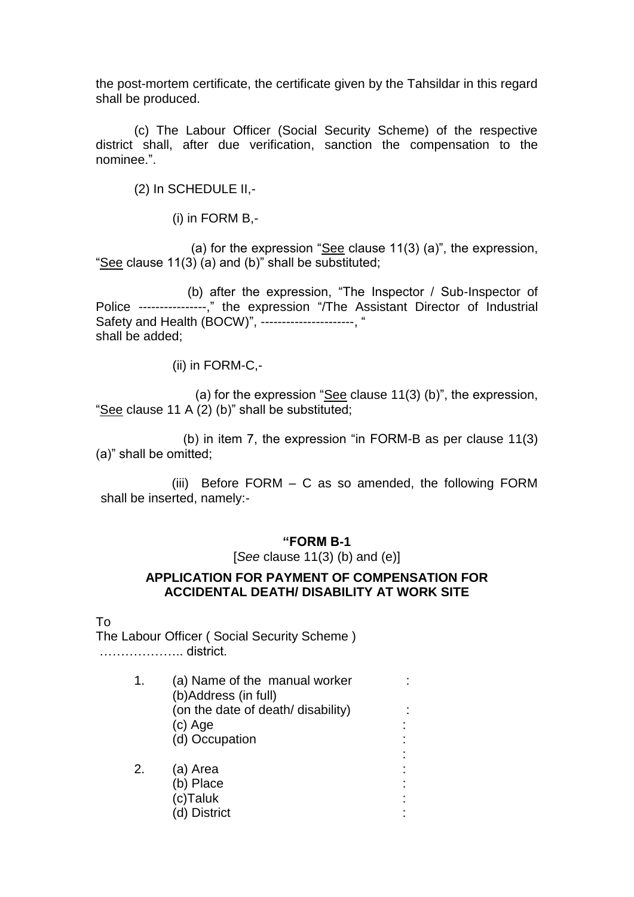the post-mortem certificate, the certificate given by the Tahsildar in this regard shall be produced.

(c) The Labour Officer (Social Security Scheme) of the respective district shall, after due verification, sanction the compensation to the nominee.".

(2) In SCHEDULE II,-

(i) in FORM B,-

(a) for the expression "See clause 11(3) (a)", the expression, "See clause 11(3) (a) and (b)" shall be substituted;

(b) after the expression, "The Inspector / Sub-Inspector of Police ----------------," the expression "/The Assistant Director of Industrial Safety and Health (BOCW)", ----------------------, " shall be added;

(ii) in FORM-C,-

(a) for the expression "See clause 11(3) (b)", the expression, "See clause 11 A (2) (b)" shall be substituted;

(b) in item 7, the expression "in FORM-B as per clause 11(3) (a)" shall be omitted;

(iii) Before FORM – C as so amended, the following FORM shall be inserted, namely:-

**"FORM B-1**

[*See* clause 11(3) (b) and (e)]

**APPLICATION FOR PAYMENT OF COMPENSATION FOR ACCIDENTAL DEATH/ DISABILITY AT WORK SITE**

To
The Labour Officer ( Social Security Scheme )
……………….. district.

1. (a) Name of the manual worker :
   (b)Address (in full)
   (on the date of death/ disability) :
   (c) Age :
   (d) Occupation :
   :
2. (a) Area :
   (b) Place :
   (c)Taluk :
   (d) District :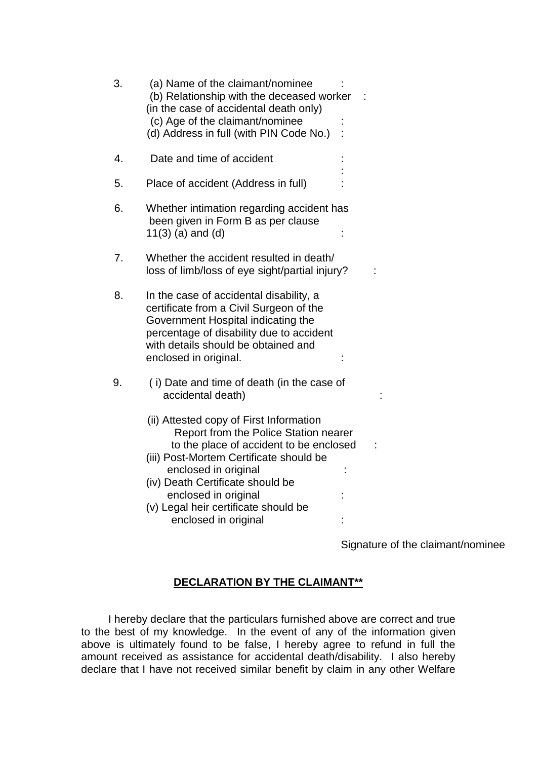3. (a) Name of the claimant/nominee :
   (b) Relationship with the deceased worker :
   (in the case of accidental death only)
   (c) Age of the claimant/nominee :
   (d) Address in full (with PIN Code No.) :

4. Date and time of accident :
   :

5. Place of accident (Address in full) :

6. Whether intimation regarding accident has been given in Form B as per clause 11(3) (a) and (d) :

7. Whether the accident resulted in death/ loss of limb/loss of eye sight/partial injury? :

8. In the case of accidental disability, a certificate from a Civil Surgeon of the Government Hospital indicating the percentage of disability due to accident with details should be obtained and enclosed in original. :

9. ( i) Date and time of death (in the case of accidental death) :

   (ii) Attested copy of First Information Report from the Police Station nearer to the place of accident to be enclosed :
   (iii) Post-Mortem Certificate should be enclosed in original :
   (iv) Death Certificate should be enclosed in original :
   (v) Legal heir certificate should be enclosed in original :

Signature of the claimant/nominee

## DECLARATION BY THE CLAIMANT**

I hereby declare that the particulars furnished above are correct and true to the best of my knowledge. In the event of any of the information given above is ultimately found to be false, I hereby agree to refund in full the amount received as assistance for accidental death/disability. I also hereby declare that I have not received similar benefit by claim in any other Welfare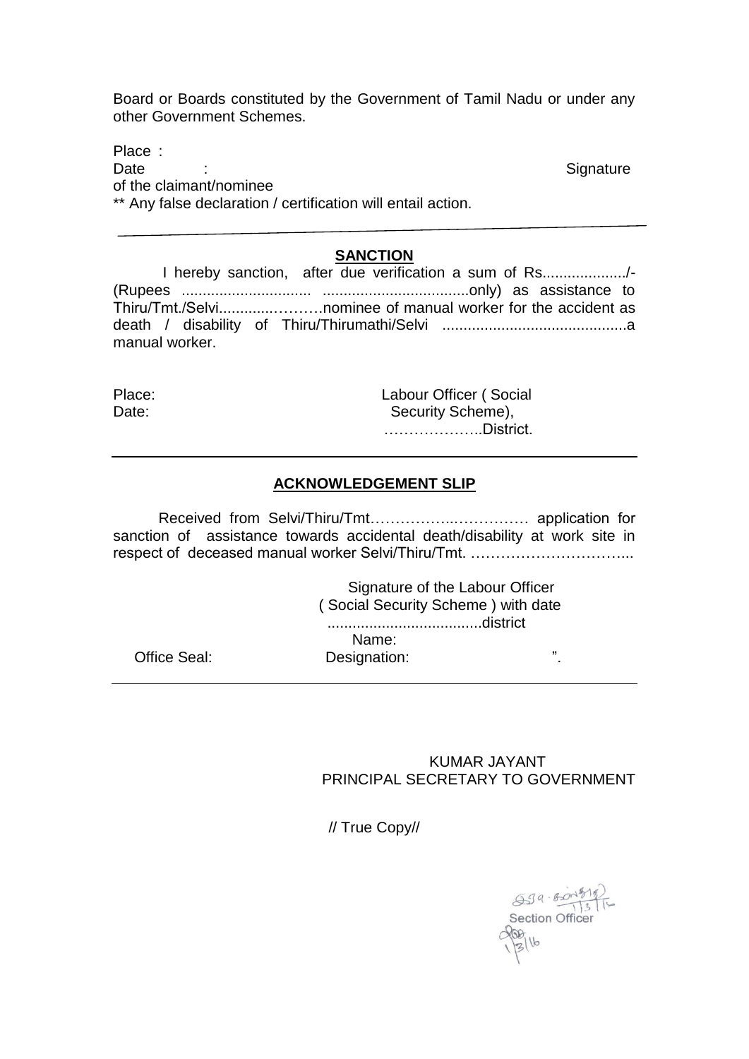Board or Boards constituted by the Government of Tamil Nadu or under any other Government Schemes.

Place :
Date :
Signature of the claimant/nominee

** Any false declaration / certification will entail action.

---

## **SANCTION**

I hereby sanction, after due verification a sum of Rs..................../- (Rupees ............................... ..................................only) as assistance to Thiru/Tmt./Selvi.............………nominee of manual worker for the accident as death / disability of Thiru/Thirumathi/Selvi ...........................................a manual worker.

Place:
Date:

Labour Officer ( Social Security Scheme),
………………..District.

---

## **ACKNOWLEDGEMENT SLIP**

Received from Selvi/Thiru/Tmt……………..…………… application for sanction of assistance towards accidental death/disability at work site in respect of deceased manual worker Selvi/Thiru/Tmt. …………………………...

Signature of the Labour Officer
( Social Security Scheme ) with date
....................................district
Name:
Designation: ".

Office Seal:

---

KUMAR JAYANT
PRINCIPAL SECRETARY TO GOVERNMENT

// True Copy//

Section Officer
1/3/16